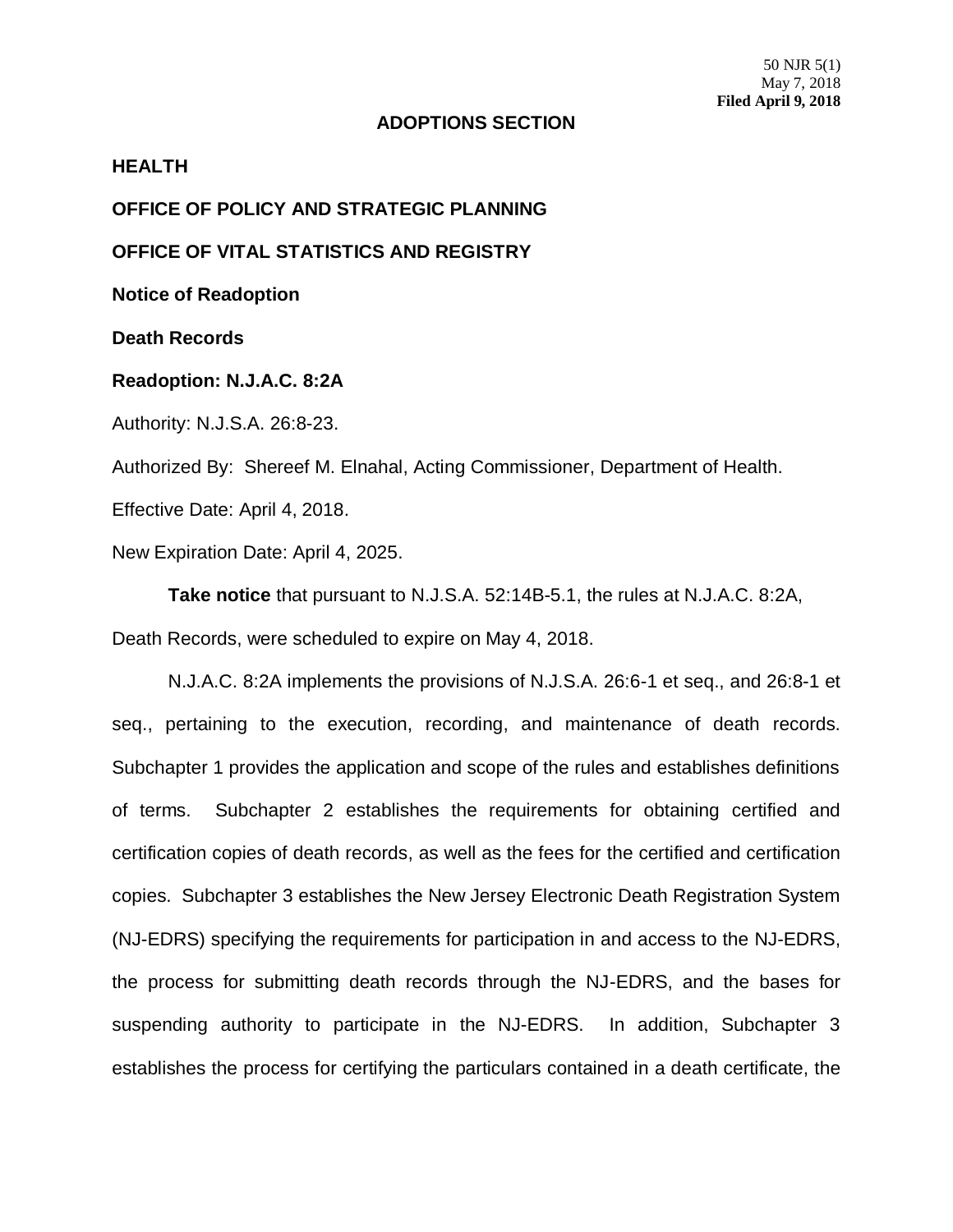50 NJR 5(1)
May 7, 2018
**Filed April 9, 2018**

## ADOPTIONS SECTION

**HEALTH**

**OFFICE OF POLICY AND STRATEGIC PLANNING**

**OFFICE OF VITAL STATISTICS AND REGISTRY**

**Notice of Readoption**

**Death Records**

**Readoption: N.J.A.C. 8:2A**

Authority: N.J.S.A. 26:8-23.

Authorized By: Shereef M. Elnahal, Acting Commissioner, Department of Health.

Effective Date: April 4, 2018.

New Expiration Date: April 4, 2025.

**Take notice** that pursuant to N.J.S.A. 52:14B-5.1, the rules at N.J.A.C. 8:2A, Death Records, were scheduled to expire on May 4, 2018.

N.J.A.C. 8:2A implements the provisions of N.J.S.A. 26:6-1 et seq., and 26:8-1 et seq., pertaining to the execution, recording, and maintenance of death records. Subchapter 1 provides the application and scope of the rules and establishes definitions of terms. Subchapter 2 establishes the requirements for obtaining certified and certification copies of death records, as well as the fees for the certified and certification copies. Subchapter 3 establishes the New Jersey Electronic Death Registration System (NJ-EDRS) specifying the requirements for participation in and access to the NJ-EDRS, the process for submitting death records through the NJ-EDRS, and the bases for suspending authority to participate in the NJ-EDRS. In addition, Subchapter 3 establishes the process for certifying the particulars contained in a death certificate, the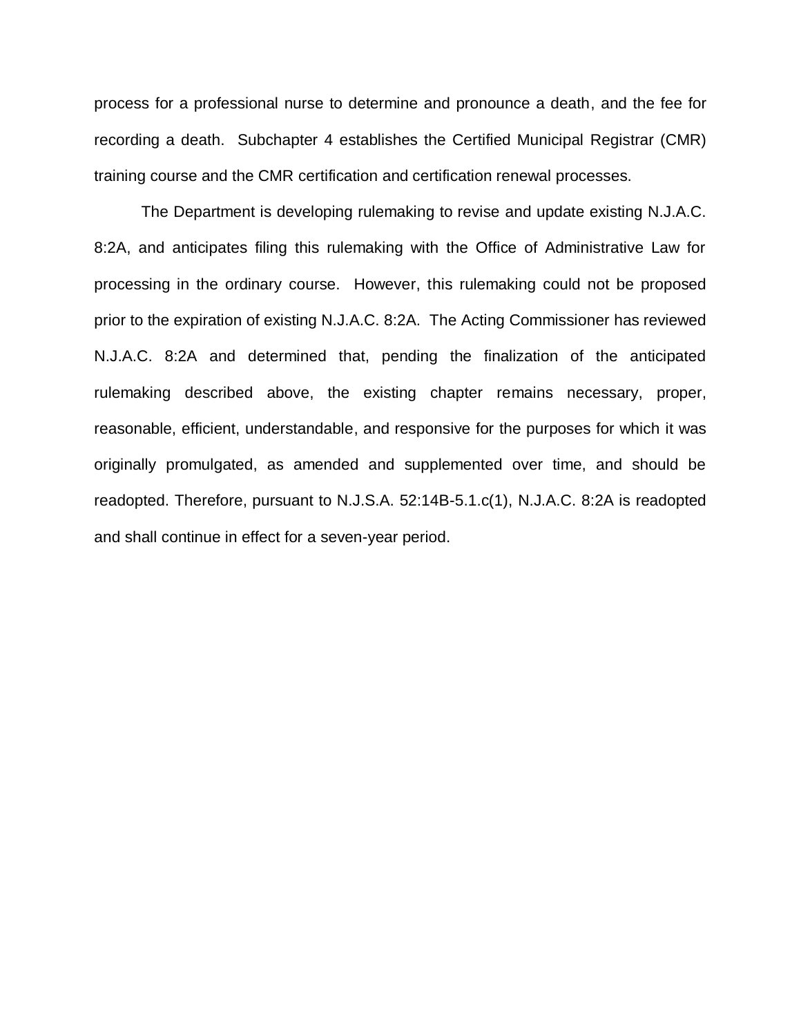process for a professional nurse to determine and pronounce a death, and the fee for recording a death. Subchapter 4 establishes the Certified Municipal Registrar (CMR) training course and the CMR certification and certification renewal processes.

The Department is developing rulemaking to revise and update existing N.J.A.C. 8:2A, and anticipates filing this rulemaking with the Office of Administrative Law for processing in the ordinary course. However, this rulemaking could not be proposed prior to the expiration of existing N.J.A.C. 8:2A. The Acting Commissioner has reviewed N.J.A.C. 8:2A and determined that, pending the finalization of the anticipated rulemaking described above, the existing chapter remains necessary, proper, reasonable, efficient, understandable, and responsive for the purposes for which it was originally promulgated, as amended and supplemented over time, and should be readopted. Therefore, pursuant to N.J.S.A. 52:14B-5.1.c(1), N.J.A.C. 8:2A is readopted and shall continue in effect for a seven-year period.